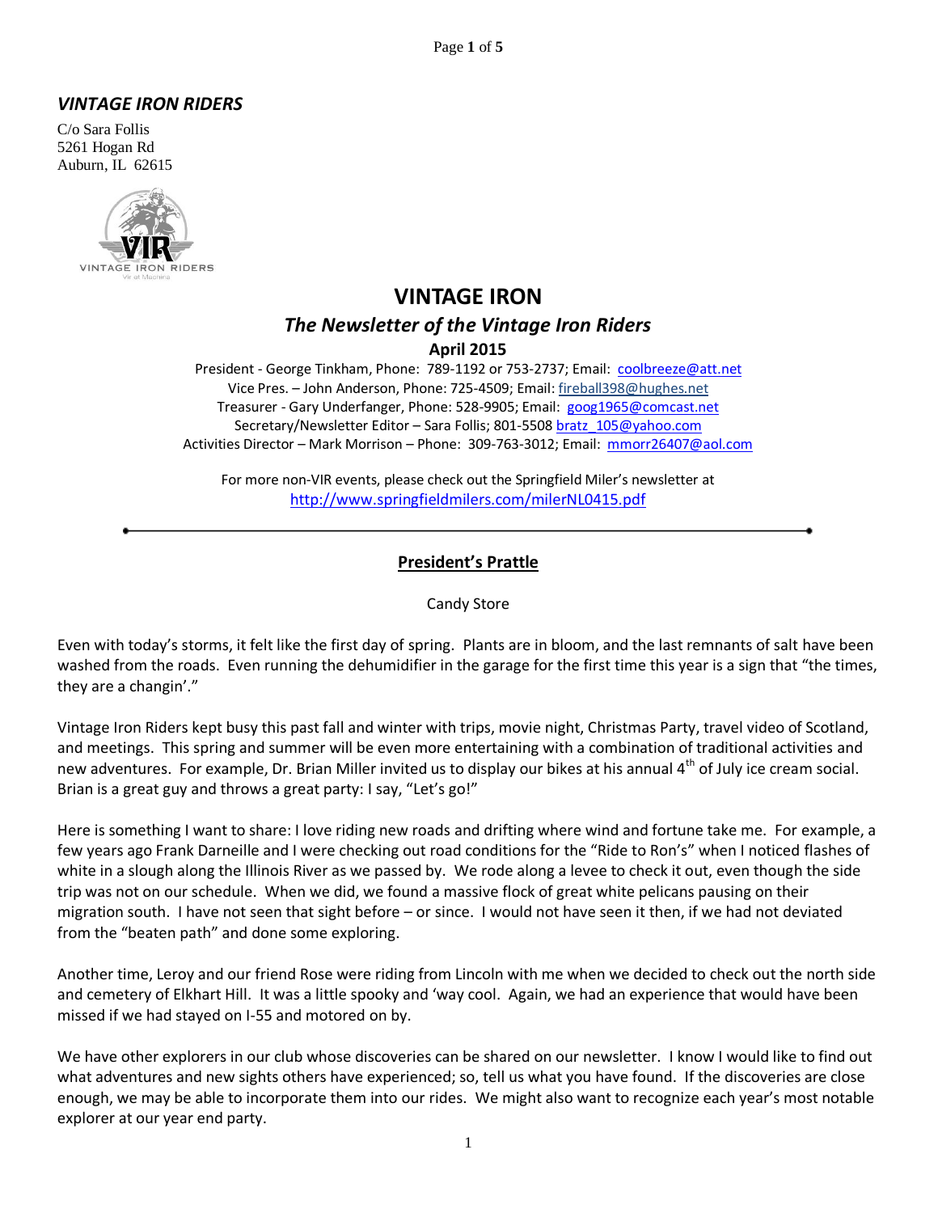***VINTAGE IRON RIDERS***

C/o Sara Follis
5261 Hogan Rd
Auburn, IL 62615

# VINTAGE IRON

## *The Newsletter of the Vintage Iron Riders*

**April 2015**

President - George Tinkham, Phone: 789-1192 or 753-2737; Email: coolbreeze@att.net
Vice Pres. – John Anderson, Phone: 725-4509; Email: fireball398@hughes.net
Treasurer - Gary Underfanger, Phone: 528-9905; Email: goog1965@comcast.net
Secretary/Newsletter Editor – Sara Follis; 801-5508 bratz_105@yahoo.com
Activities Director – Mark Morrison – Phone: 309-763-3012; Email: mmorr26407@aol.com

For more non-VIR events, please check out the Springfield Miler's newsletter at http://www.springfieldmilers.com/milerNL0415.pdf

---

## President's Prattle

Candy Store

Even with today's storms, it felt like the first day of spring. Plants are in bloom, and the last remnants of salt have been washed from the roads. Even running the dehumidifier in the garage for the first time this year is a sign that "the times, they are a changin'."

Vintage Iron Riders kept busy this past fall and winter with trips, movie night, Christmas Party, travel video of Scotland, and meetings. This spring and summer will be even more entertaining with a combination of traditional activities and new adventures. For example, Dr. Brian Miller invited us to display our bikes at his annual 4th of July ice cream social. Brian is a great guy and throws a great party: I say, "Let's go!"

Here is something I want to share: I love riding new roads and drifting where wind and fortune take me. For example, a few years ago Frank Darneille and I were checking out road conditions for the "Ride to Ron's" when I noticed flashes of white in a slough along the Illinois River as we passed by. We rode along a levee to check it out, even though the side trip was not on our schedule. When we did, we found a massive flock of great white pelicans pausing on their migration south. I have not seen that sight before – or since. I would not have seen it then, if we had not deviated from the "beaten path" and done some exploring.

Another time, Leroy and our friend Rose were riding from Lincoln with me when we decided to check out the north side and cemetery of Elkhart Hill. It was a little spooky and 'way cool. Again, we had an experience that would have been missed if we had stayed on I-55 and motored on by.

We have other explorers in our club whose discoveries can be shared on our newsletter. I know I would like to find out what adventures and new sights others have experienced; so, tell us what you have found. If the discoveries are close enough, we may be able to incorporate them into our rides. We might also want to recognize each year's most notable explorer at our year end party.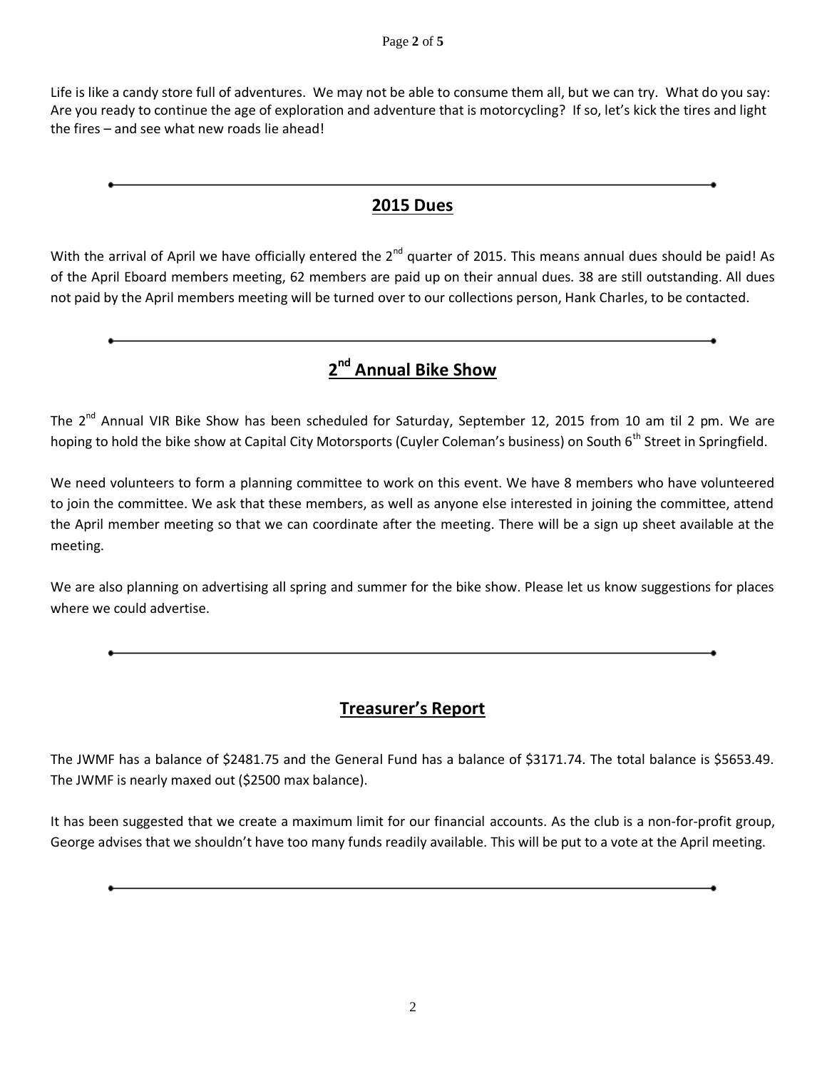Life is like a candy store full of adventures. We may not be able to consume them all, but we can try. What do you say: Are you ready to continue the age of exploration and adventure that is motorcycling? If so, let's kick the tires and light the fires – and see what new roads lie ahead!

---

## 2015 Dues

With the arrival of April we have officially entered the 2nd quarter of 2015. This means annual dues should be paid! As of the April Eboard members meeting, 62 members are paid up on their annual dues. 38 are still outstanding. All dues not paid by the April members meeting will be turned over to our collections person, Hank Charles, to be contacted.

---

## 2nd Annual Bike Show

The 2nd Annual VIR Bike Show has been scheduled for Saturday, September 12, 2015 from 10 am til 2 pm. We are hoping to hold the bike show at Capital City Motorsports (Cuyler Coleman's business) on South 6th Street in Springfield.

We need volunteers to form a planning committee to work on this event. We have 8 members who have volunteered to join the committee. We ask that these members, as well as anyone else interested in joining the committee, attend the April member meeting so that we can coordinate after the meeting. There will be a sign up sheet available at the meeting.

We are also planning on advertising all spring and summer for the bike show. Please let us know suggestions for places where we could advertise.

---

## Treasurer's Report

The JWMF has a balance of $2481.75 and the General Fund has a balance of $3171.74. The total balance is $5653.49. The JWMF is nearly maxed out ($2500 max balance).

It has been suggested that we create a maximum limit for our financial accounts. As the club is a non-for-profit group, George advises that we shouldn't have too many funds readily available. This will be put to a vote at the April meeting.

---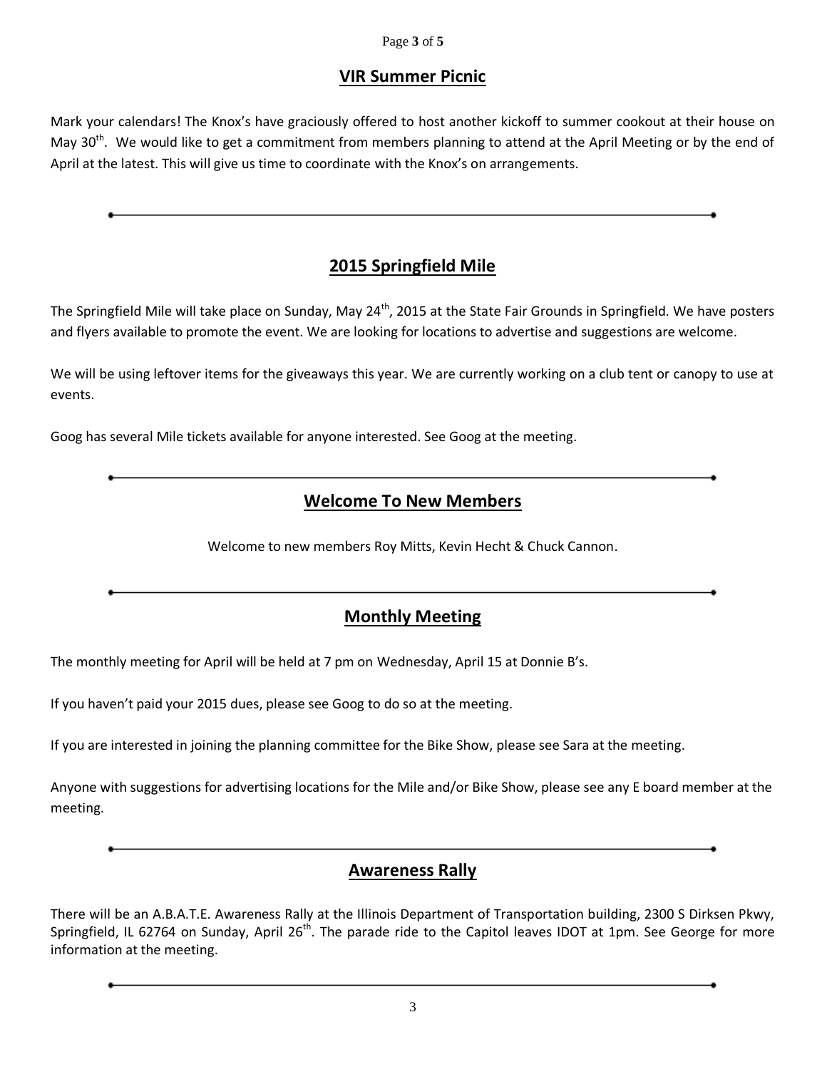## VIR Summer Picnic

Mark your calendars! The Knox's have graciously offered to host another kickoff to summer cookout at their house on May 30th. We would like to get a commitment from members planning to attend at the April Meeting or by the end of April at the latest. This will give us time to coordinate with the Knox's on arrangements.

---

## 2015 Springfield Mile

The Springfield Mile will take place on Sunday, May 24th, 2015 at the State Fair Grounds in Springfield. We have posters and flyers available to promote the event. We are looking for locations to advertise and suggestions are welcome.

We will be using leftover items for the giveaways this year. We are currently working on a club tent or canopy to use at events.

Goog has several Mile tickets available for anyone interested. See Goog at the meeting.

---

## Welcome To New Members

Welcome to new members Roy Mitts, Kevin Hecht & Chuck Cannon.

---

## Monthly Meeting

The monthly meeting for April will be held at 7 pm on Wednesday, April 15 at Donnie B's.

If you haven't paid your 2015 dues, please see Goog to do so at the meeting.

If you are interested in joining the planning committee for the Bike Show, please see Sara at the meeting.

Anyone with suggestions for advertising locations for the Mile and/or Bike Show, please see any E board member at the meeting.

---

## Awareness Rally

There will be an A.B.A.T.E. Awareness Rally at the Illinois Department of Transportation building, 2300 S Dirksen Pkwy, Springfield, IL 62764 on Sunday, April 26th. The parade ride to the Capitol leaves IDOT at 1pm. See George for more information at the meeting.

---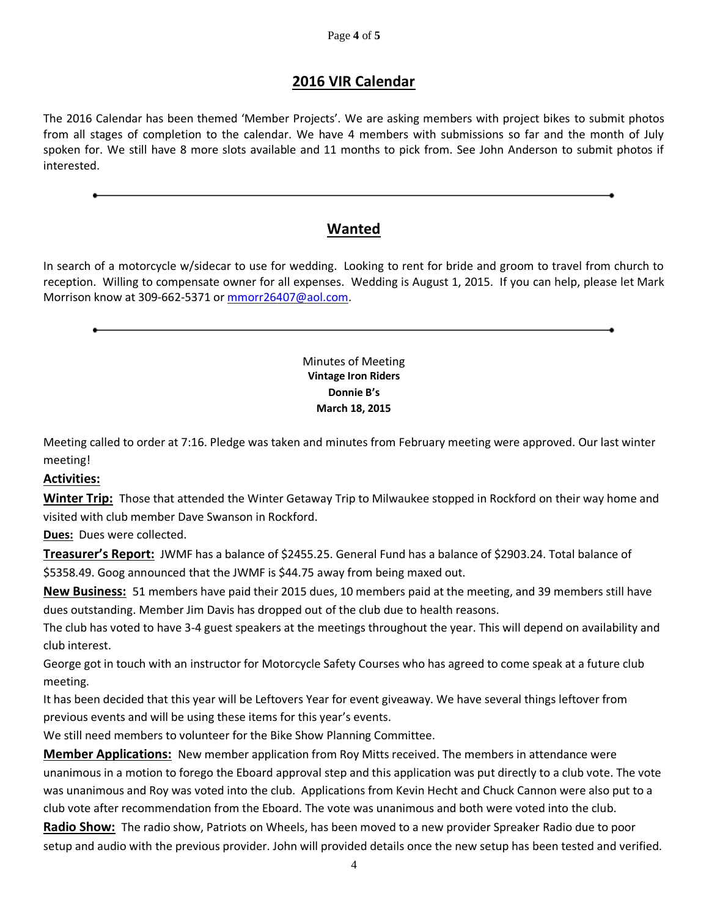## 2016 VIR Calendar

The 2016 Calendar has been themed 'Member Projects'. We are asking members with project bikes to submit photos from all stages of completion to the calendar. We have 4 members with submissions so far and the month of July spoken for. We still have 8 more slots available and 11 months to pick from. See John Anderson to submit photos if interested.

---

## Wanted

In search of a motorcycle w/sidecar to use for wedding. Looking to rent for bride and groom to travel from church to reception. Willing to compensate owner for all expenses. Wedding is August 1, 2015. If you can help, please let Mark Morrison know at 309-662-5371 or mmorr26407@aol.com.

---

Minutes of Meeting
**Vintage Iron Riders**
**Donnie B's**
**March 18, 2015**

Meeting called to order at 7:16. Pledge was taken and minutes from February meeting were approved. Our last winter meeting!

**Activities:**

**Winter Trip:** Those that attended the Winter Getaway Trip to Milwaukee stopped in Rockford on their way home and visited with club member Dave Swanson in Rockford.

**Dues:** Dues were collected.

**Treasurer's Report:** JWMF has a balance of $2455.25. General Fund has a balance of $2903.24. Total balance of $5358.49. Goog announced that the JWMF is $44.75 away from being maxed out.

**New Business:** 51 members have paid their 2015 dues, 10 members paid at the meeting, and 39 members still have dues outstanding. Member Jim Davis has dropped out of the club due to health reasons.

The club has voted to have 3-4 guest speakers at the meetings throughout the year. This will depend on availability and club interest.

George got in touch with an instructor for Motorcycle Safety Courses who has agreed to come speak at a future club meeting.

It has been decided that this year will be Leftovers Year for event giveaway. We have several things leftover from previous events and will be using these items for this year's events.

We still need members to volunteer for the Bike Show Planning Committee.

**Member Applications:** New member application from Roy Mitts received. The members in attendance were unanimous in a motion to forego the Eboard approval step and this application was put directly to a club vote. The vote was unanimous and Roy was voted into the club. Applications from Kevin Hecht and Chuck Cannon were also put to a club vote after recommendation from the Eboard. The vote was unanimous and both were voted into the club.

**Radio Show:** The radio show, Patriots on Wheels, has been moved to a new provider Spreaker Radio due to poor setup and audio with the previous provider. John will provided details once the new setup has been tested and verified.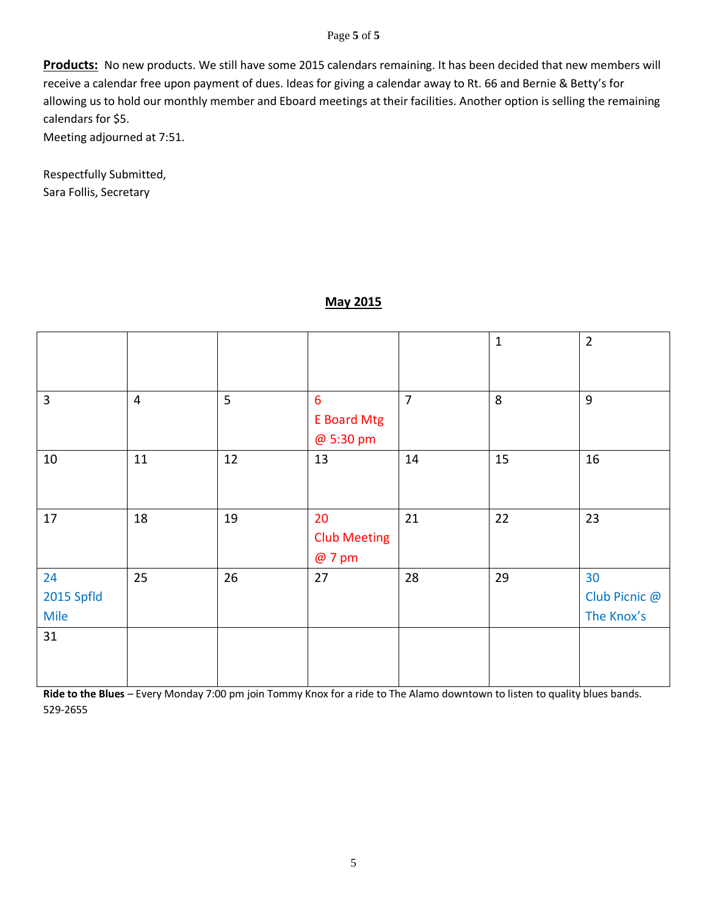**Products:** No new products. We still have some 2015 calendars remaining. It has been decided that new members will receive a calendar free upon payment of dues. Ideas for giving a calendar away to Rt. 66 and Bernie & Betty's for allowing us to hold our monthly member and Eboard meetings at their facilities. Another option is selling the remaining calendars for $5.

Meeting adjourned at 7:51.

Respectfully Submitted,
Sara Follis, Secretary

## May 2015

| | | | | | | |
|---|---|---|---|---|---|---|
| | | | | | 1 | 2 |
| 3 | 4 | 5 | 6 E Board Mtg @ 5:30 pm | 7 | 8 | 9 |
| 10 | 11 | 12 | 13 | 14 | 15 | 16 |
| 17 | 18 | 19 | 20 Club Meeting @ 7 pm | 21 | 22 | 23 |
| 24 2015 Spfld Mile | 25 | 26 | 27 | 28 | 29 | 30 Club Picnic @ The Knox's |
| 31 | | | | | | |

**Ride to the Blues** – Every Monday 7:00 pm join Tommy Knox for a ride to The Alamo downtown to listen to quality blues bands. 529-2655